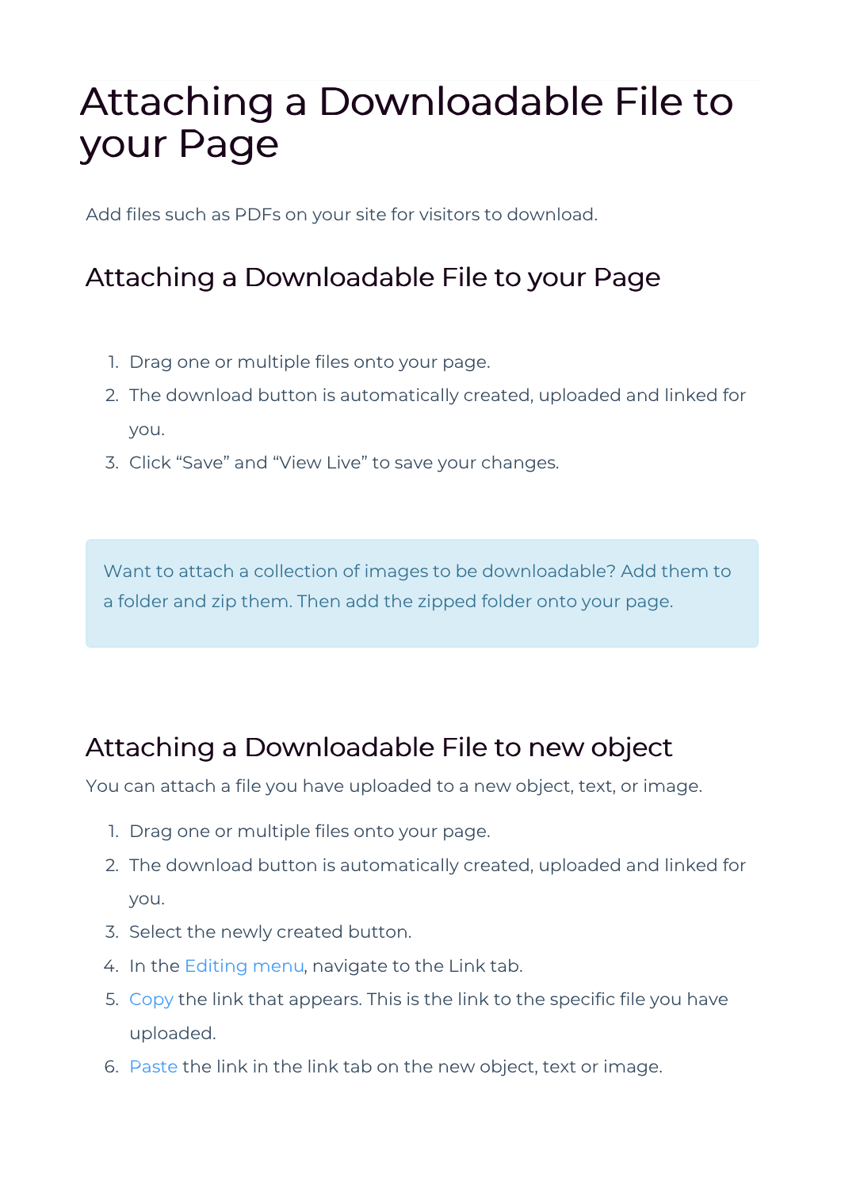# Attaching a Downloadable File to your Page

Add files such as PDFs on your site for visitors to download.

## Attaching a Downloadable File to your Page

1. Drag one or multiple files onto your page.
2. The download button is automatically created, uploaded and linked for you.
3. Click “Save” and “View Live” to save your changes.

> Want to attach a collection of images to be downloadable? Add them to a folder and zip them. Then add the zipped folder onto your page.

## Attaching a Downloadable File to new object

You can attach a file you have uploaded to a new object, text, or image.

1. Drag one or multiple files onto your page.
2. The download button is automatically created, uploaded and linked for you.
3. Select the newly created button.
4. In the Editing menu, navigate to the Link tab.
5. Copy the link that appears. This is the link to the specific file you have uploaded.
6. Paste the link in the link tab on the new object, text or image.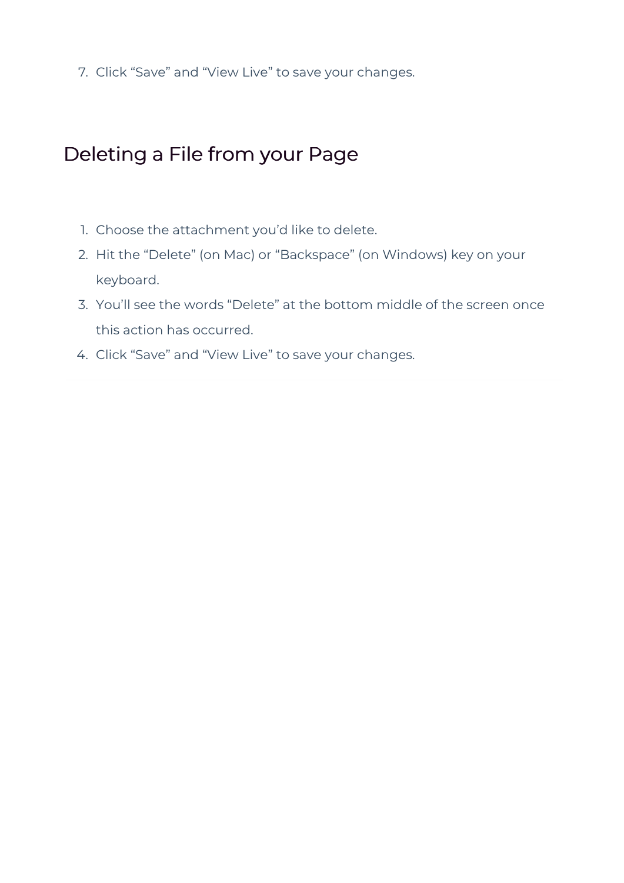7. Click “Save” and “View Live” to save your changes.

## Deleting a File from your Page

1. Choose the attachment you’d like to delete.
2. Hit the “Delete” (on Mac) or “Backspace” (on Windows) key on your keyboard.
3. You’ll see the words “Delete” at the bottom middle of the screen once this action has occurred.
4. Click “Save” and “View Live” to save your changes.